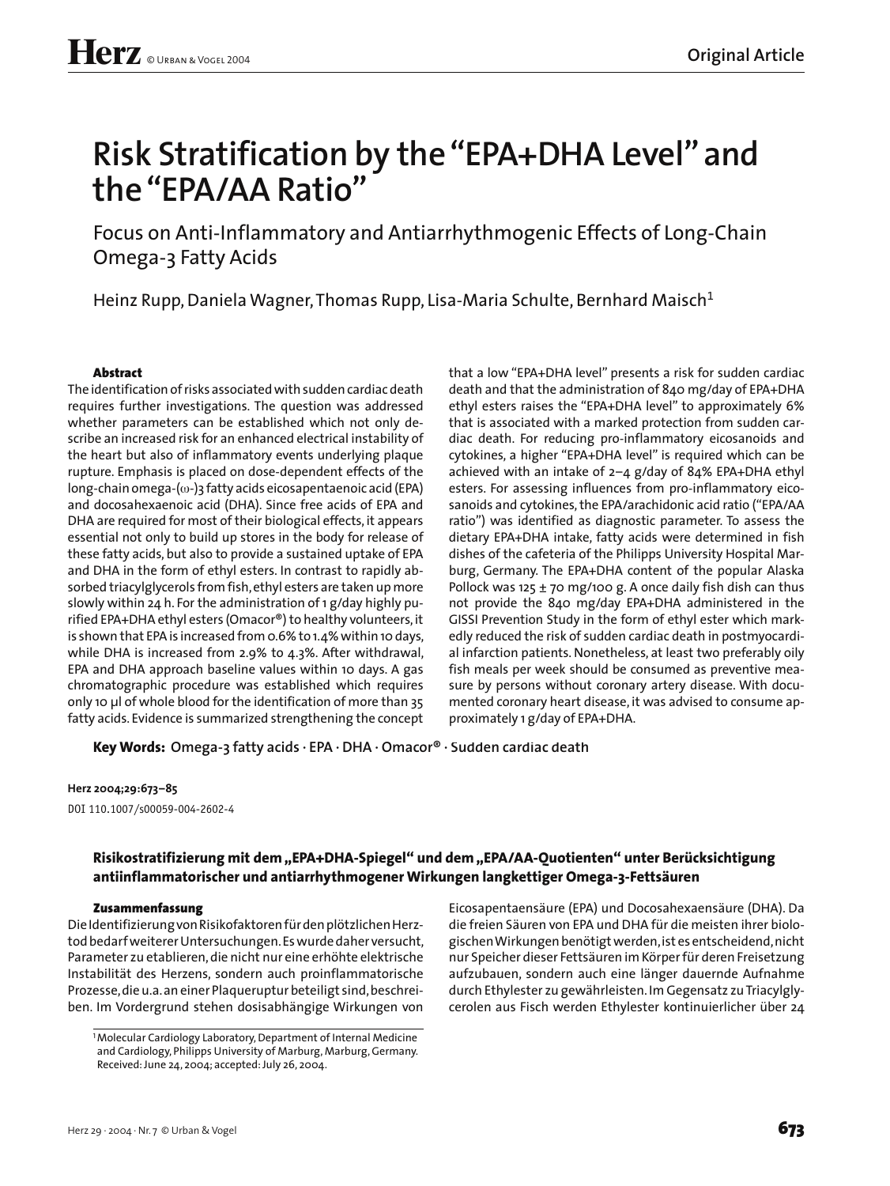# Risk Stratification by the "EPA+DHA Level" and the "EPA/AA Ratio"

## Focus on Anti-Inflammatory and Antiarrhythmogenic Effects of Long-Chain Omega-3 Fatty Acids

Heinz Rupp, Daniela Wagner, Thomas Rupp, Lisa-Maria Schulte, Bernhard Maisch[1]

### Abstract

The identification of risks associated with sudden cardiac death requires further investigations. The question was addressed whether parameters can be established which not only describe an increased risk for an enhanced electrical instability of the heart but also of inflammatory events underlying plaque rupture. Emphasis is placed on dose-dependent effects of the long-chain omega-(ω-)3 fatty acids eicosapentaenoic acid (EPA) and docosahexaenoic acid (DHA). Since free acids of EPA and DHA are required for most of their biological effects, it appears essential not only to build up stores in the body for release of these fatty acids, but also to provide a sustained uptake of EPA and DHA in the form of ethyl esters. In contrast to rapidly absorbed triacylglycerols from fish, ethyl esters are taken up more slowly within 24 h. For the administration of 1 g/day highly purified EPA+DHA ethyl esters (Omacor®) to healthy volunteers, it is shown that EPA is increased from 0.6% to 1.4% within 10 days, while DHA is increased from 2.9% to 4.3%. After withdrawal, EPA and DHA approach baseline values within 10 days. A gas chromatographic procedure was established which requires only 10 µl of whole blood for the identification of more than 35 fatty acids. Evidence is summarized strengthening the concept that a low "EPA+DHA level" presents a risk for sudden cardiac death and that the administration of 840 mg/day of EPA+DHA ethyl esters raises the "EPA+DHA level" to approximately 6% that is associated with a marked protection from sudden cardiac death. For reducing pro-inflammatory eicosanoids and cytokines, a higher "EPA+DHA level" is required which can be achieved with an intake of 2–4 g/day of 84% EPA+DHA ethyl esters. For assessing influences from pro-inflammatory eicosanoids and cytokines, the EPA/arachidonic acid ratio ("EPA/AA ratio") was identified as diagnostic parameter. To assess the dietary EPA+DHA intake, fatty acids were determined in fish dishes of the cafeteria of the Philipps University Hospital Marburg, Germany. The EPA+DHA content of the popular Alaska Pollock was 125 ± 70 mg/100 g. A once daily fish dish can thus not provide the 840 mg/day EPA+DHA administered in the GISSI Prevention Study in the form of ethyl ester which markedly reduced the risk of sudden cardiac death in postmyocardial infarction patients. Nonetheless, at least two preferably oily fish meals per week should be consumed as preventive measure by persons without coronary artery disease. With documented coronary heart disease, it was advised to consume approximately 1 g/day of EPA+DHA.

**Key Words:** Omega-3 fatty acids · EPA · DHA · Omacor® · Sudden cardiac death

**Herz 2004;29:673–85**

DOI 110.1007/s00059-004-2602-4

### Risikostratifizierung mit dem „EPA+DHA-Spiegel" und dem „EPA/AA-Quotienten" unter Berücksichtigung antiinflammatorischer und antiarrhythmogener Wirkungen langkettiger Omega-3-Fettsäuren

#### Zusammenfassung

Die Identifizierung von Risikofaktoren für den plötzlichen Herztod bedarf weiterer Untersuchungen. Es wurde daher versucht, Parameter zu etablieren, die nicht nur eine erhöhte elektrische Instabilität des Herzens, sondern auch proinflammatorische Prozesse, die u.a. an einer Plaqueruptur beteiligt sind, beschreiben. Im Vordergrund stehen dosisabhängige Wirkungen von Eicosapentaensäure (EPA) und Docosahexaensäure (DHA). Da die freien Säuren von EPA und DHA für die meisten ihrer biologischen Wirkungen benötigt werden, ist es entscheidend, nicht nur Speicher dieser Fettsäuren im Körper für deren Freisetzung aufzubauen, sondern auch eine länger dauernde Aufnahme durch Ethylester zu gewährleisten. Im Gegensatz zu Triacylglycerolen aus Fisch werden Ethylester kontinuierlicher über 24

[1] Molecular Cardiology Laboratory, Department of Internal Medicine and Cardiology, Philipps University of Marburg, Marburg, Germany. Received: June 24, 2004; accepted: July 26, 2004.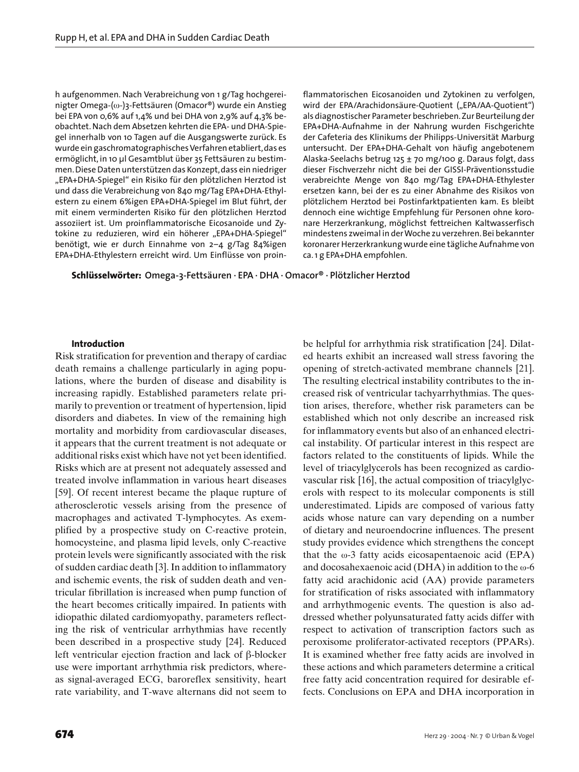h aufgenommen. Nach Verabreichung von 1 g/Tag hochgereinigter Omega-(ω-)3-Fettsäuren (Omacor®) wurde ein Anstieg bei EPA von 0,6% auf 1,4% und bei DHA von 2,9% auf 4,3% beobachtet. Nach dem Absetzen kehrten die EPA- und DHA-Spiegel innerhalb von 10 Tagen auf die Ausgangswerte zurück. Es wurde ein gaschromatographisches Verfahren etabliert, das es ermöglicht, in 10 µl Gesamtblut über 35 Fettsäuren zu bestimmen. Diese Daten unterstützen das Konzept, dass ein niedriger „EPA+DHA-Spiegel" ein Risiko für den plötzlichen Herztod ist und dass die Verabreichung von 840 mg/Tag EPA+DHA-Ethylestern zu einem 6%igen EPA+DHA-Spiegel im Blut führt, der mit einem verminderten Risiko für den plötzlichen Herztod assoziiert ist. Um proinflammatorische Eicosanoide und Zytokine zu reduzieren, wird ein höherer „EPA+DHA-Spiegel" benötigt, wie er durch Einnahme von 2–4 g/Tag 84%igen EPA+DHA-Ethylestern erreicht wird. Um Einflüsse von proinflammatorischen Eicosanoiden und Zytokinen zu verfolgen, wird der EPA/Arachidonsäure-Quotient („EPA/AA-Quotient") als diagnostischer Parameter beschrieben. Zur Beurteilung der EPA+DHA-Aufnahme in der Nahrung wurden Fischgerichte der Cafeteria des Klinikums der Philipps-Universität Marburg untersucht. Der EPA+DHA-Gehalt von häufig angebotenem Alaska-Seelachs betrug 125 ± 70 mg/100 g. Daraus folgt, dass dieser Fischverzehr nicht die bei der GISSI-Präventionsstudie verabreichte Menge von 840 mg/Tag EPA+DHA-Ethylester ersetzen kann, bei der es zu einer Abnahme des Risikos von plötzlichem Herztod bei Postinfarktpatienten kam. Es bleibt dennoch eine wichtige Empfehlung für Personen ohne koronare Herzerkrankung, möglichst fettreichen Kaltwasserfisch mindestens zweimal in der Woche zu verzehren. Bei bekannter koronarer Herzerkrankung wurde eine tägliche Aufnahme von ca. 1 g EPA+DHA empfohlen.

**Schlüsselwörter:** Omega-3-Fettsäuren · EPA · DHA · Omacor® · Plötzlicher Herztod

## Introduction

Risk stratification for prevention and therapy of cardiac death remains a challenge particularly in aging populations, where the burden of disease and disability is increasing rapidly. Established parameters relate primarily to prevention or treatment of hypertension, lipid disorders and diabetes. In view of the remaining high mortality and morbidity from cardiovascular diseases, it appears that the current treatment is not adequate or additional risks exist which have not yet been identified. Risks which are at present not adequately assessed and treated involve inflammation in various heart diseases [59]. Of recent interest became the plaque rupture of atherosclerotic vessels arising from the presence of macrophages and activated T-lymphocytes. As exemplified by a prospective study on C-reactive protein, homocysteine, and plasma lipid levels, only C-reactive protein levels were significantly associated with the risk of sudden cardiac death [3]. In addition to inflammatory and ischemic events, the risk of sudden death and ventricular fibrillation is increased when pump function of the heart becomes critically impaired. In patients with idiopathic dilated cardiomyopathy, parameters reflecting the risk of ventricular arrhythmias have recently been described in a prospective study [24]. Reduced left ventricular ejection fraction and lack of β-blocker use were important arrhythmia risk predictors, whereas signal-averaged ECG, baroreflex sensitivity, heart rate variability, and T-wave alternans did not seem to be helpful for arrhythmia risk stratification [24]. Dilated hearts exhibit an increased wall stress favoring the opening of stretch-activated membrane channels [21]. The resulting electrical instability contributes to the increased risk of ventricular tachyarrhythmias. The question arises, therefore, whether risk parameters can be established which not only describe an increased risk for inflammatory events but also of an enhanced electrical instability. Of particular interest in this respect are factors related to the constituents of lipids. While the level of triacylglycerols has been recognized as cardiovascular risk [16], the actual composition of triacylglycerols with respect to its molecular components is still underestimated. Lipids are composed of various fatty acids whose nature can vary depending on a number of dietary and neuroendocrine influences. The present study provides evidence which strengthens the concept that the ω-3 fatty acids eicosapentaenoic acid (EPA) and docosahexaenoic acid (DHA) in addition to the ω-6 fatty acid arachidonic acid (AA) provide parameters for stratification of risks associated with inflammatory and arrhythmogenic events. The question is also addressed whether polyunsaturated fatty acids differ with respect to activation of transcription factors such as peroxisome proliferator-activated receptors (PPARs). It is examined whether free fatty acids are involved in these actions and which parameters determine a critical free fatty acid concentration required for desirable effects. Conclusions on EPA and DHA incorporation in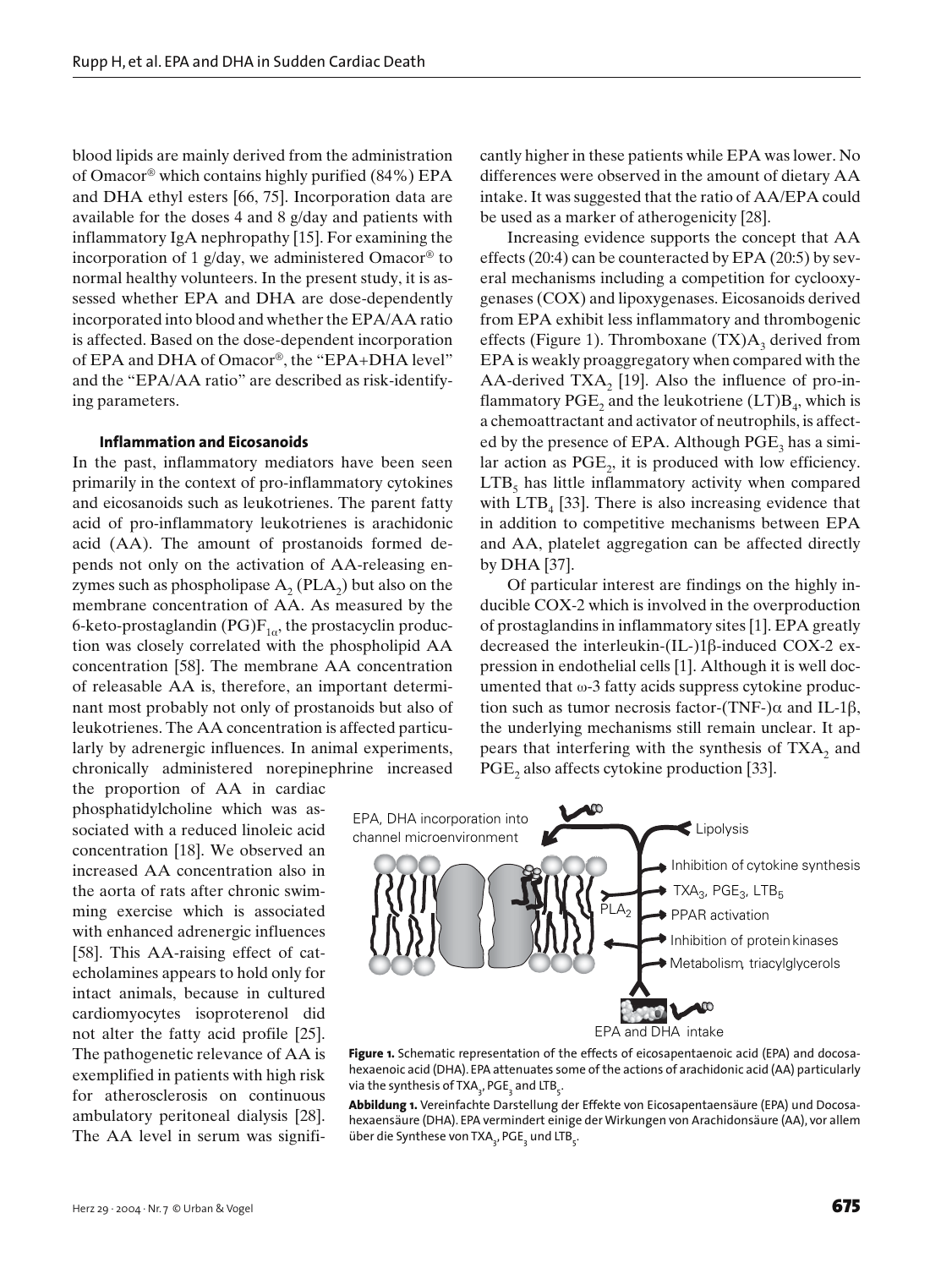blood lipids are mainly derived from the administration of Omacor® which contains highly purified (84%) EPA and DHA ethyl esters [66, 75]. Incorporation data are available for the doses 4 and 8 g/day and patients with inflammatory IgA nephropathy [15]. For examining the incorporation of 1 g/day, we administered Omacor® to normal healthy volunteers. In the present study, it is assessed whether EPA and DHA are dose-dependently incorporated into blood and whether the EPA/AA ratio is affected. Based on the dose-dependent incorporation of EPA and DHA of Omacor®, the "EPA+DHA level" and the "EPA/AA ratio" are described as risk-identifying parameters.

#### Inflammation and Eicosanoids

In the past, inflammatory mediators have been seen primarily in the context of pro-inflammatory cytokines and eicosanoids such as leukotrienes. The parent fatty acid of pro-inflammatory leukotrienes is arachidonic acid (AA). The amount of prostanoids formed depends not only on the activation of AA-releasing enzymes such as phospholipase $A_2$ ($PLA_2$) but also on the membrane concentration of AA. As measured by the 6-keto-prostaglandin $(PG)F_{1\alpha}$, the prostacyclin production was closely correlated with the phospholipid AA concentration [58]. The membrane AA concentration of releasable AA is, therefore, an important determinant most probably not only of prostanoids but also of leukotrienes. The AA concentration is affected particularly by adrenergic influences. In animal experiments, chronically administered norepinephrine increased the proportion of AA in cardiac phosphatidylcholine which was associated with a reduced linoleic acid concentration [18]. We observed an increased AA concentration also in the aorta of rats after chronic swimming exercise which is associated with enhanced adrenergic influences [58]. This AA-raising effect of catecholamines appears to hold only for intact animals, because in cultured cardiomyocytes isoproterenol did not alter the fatty acid profile [25]. The pathogenetic relevance of AA is exemplified in patients with high risk for atherosclerosis on continuous ambulatory peritoneal dialysis [28]. The AA level in serum was significantly higher in these patients while EPA was lower. No differences were observed in the amount of dietary AA intake. It was suggested that the ratio of AA/EPA could be used as a marker of atherogenicity [28].

Increasing evidence supports the concept that AA effects (20:4) can be counteracted by EPA (20:5) by several mechanisms including a competition for cyclooxygenases (COX) and lipoxygenases. Eicosanoids derived from EPA exhibit less inflammatory and thrombogenic effects (Figure 1). Thromboxane $(TX)A_3$ derived from EPA is weakly proaggregatory when compared with the AA-derived $TXA_2$ [19]. Also the influence of pro-inflammatory $PGE_2$ and the leukotriene $(LT)B_4$, which is a chemoattractant and activator of neutrophils, is affected by the presence of EPA. Although $PGE_3$ has a similar action as $PGE_2$, it is produced with low efficiency. $LTB_5$ has little inflammatory activity when compared with $LTB_4$ [33]. There is also increasing evidence that in addition to competitive mechanisms between EPA and AA, platelet aggregation can be affected directly by DHA [37].

Of particular interest are findings on the highly inducible COX-2 which is involved in the overproduction of prostaglandins in inflammatory sites [1]. EPA greatly decreased the interleukin-(IL-)1β-induced COX-2 expression in endothelial cells [1]. Although it is well documented that ω-3 fatty acids suppress cytokine production such as tumor necrosis factor-(TNF-)α and IL-1β, the underlying mechanisms still remain unclear. It appears that interfering with the synthesis of $TXA_2$ and $PGE_2$ also affects cytokine production [33].

EPA, DHA incorporation into channel microenvironment; Lipolysis; Inhibition of cytokine synthesis; $TXA_3$, $PGE_3$, $LTB_5$; PPAR activation; Inhibition of protein kinases; Metabolism, triacylglycerols; $PLA_2$; EPA and DHA intake

**Figure 1.** Schematic representation of the effects of eicosapentaenoic acid (EPA) and docosahexaenoic acid (DHA). EPA attenuates some of the actions of arachidonic acid (AA) particularly via the synthesis of $TXA_3$, $PGE_3$ and $LTB_5$.

**Abbildung 1.** Vereinfachte Darstellung der Effekte von Eicosapentaensäure (EPA) und Docosahexaensäure (DHA). EPA vermindert einige der Wirkungen von Arachidonsäure (AA), vor allem über die Synthese von $TXA_3$, $PGE_3$ und $LTB_5$.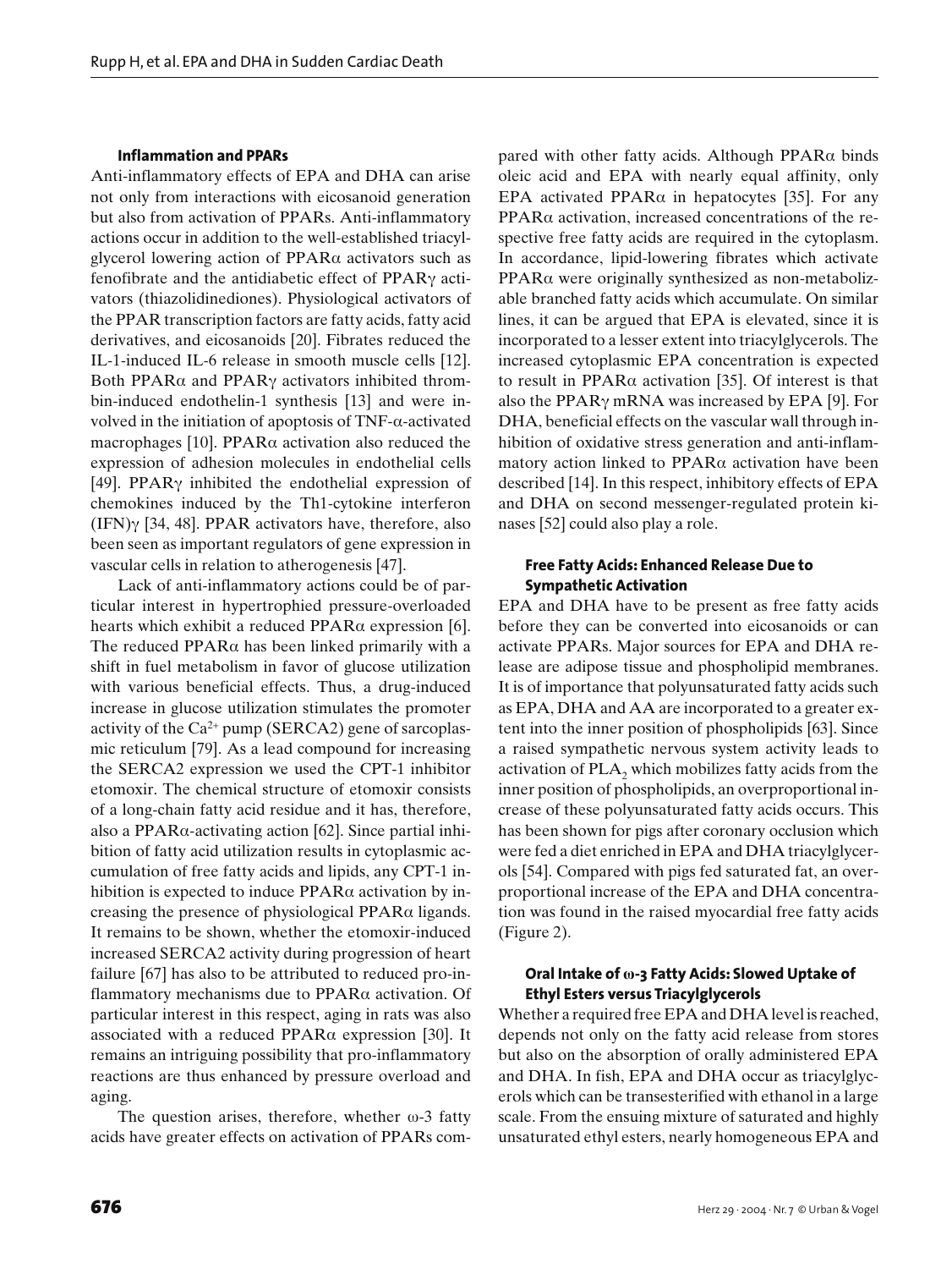### Inflammation and PPARs

Anti-inflammatory effects of EPA and DHA can arise not only from interactions with eicosanoid generation but also from activation of PPARs. Anti-inflammatory actions occur in addition to the well-established triacylglycerol lowering action of PPARα activators such as fenofibrate and the antidiabetic effect of PPARγ activators (thiazolidinediones). Physiological activators of the PPAR transcription factors are fatty acids, fatty acid derivatives, and eicosanoids [20]. Fibrates reduced the IL-1-induced IL-6 release in smooth muscle cells [12]. Both PPARα and PPARγ activators inhibited thrombin-induced endothelin-1 synthesis [13] and were involved in the initiation of apoptosis of TNF-α-activated macrophages [10]. PPARα activation also reduced the expression of adhesion molecules in endothelial cells [49]. PPARγ inhibited the endothelial expression of chemokines induced by the Th1-cytokine interferon (IFN)γ [34, 48]. PPAR activators have, therefore, also been seen as important regulators of gene expression in vascular cells in relation to atherogenesis [47].

Lack of anti-inflammatory actions could be of particular interest in hypertrophied pressure-overloaded hearts which exhibit a reduced PPARα expression [6]. The reduced PPARα has been linked primarily with a shift in fuel metabolism in favor of glucose utilization with various beneficial effects. Thus, a drug-induced increase in glucose utilization stimulates the promoter activity of the $Ca^{2+}$ pump (SERCA2) gene of sarcoplasmic reticulum [79]. As a lead compound for increasing the SERCA2 expression we used the CPT-1 inhibitor etomoxir. The chemical structure of etomoxir consists of a long-chain fatty acid residue and it has, therefore, also a PPARα-activating action [62]. Since partial inhibition of fatty acid utilization results in cytoplasmic accumulation of free fatty acids and lipids, any CPT-1 inhibition is expected to induce PPARα activation by increasing the presence of physiological PPARα ligands. It remains to be shown, whether the etomoxir-induced increased SERCA2 activity during progression of heart failure [67] has also to be attributed to reduced pro-inflammatory mechanisms due to PPARα activation. Of particular interest in this respect, aging in rats was also associated with a reduced PPARα expression [30]. It remains an intriguing possibility that pro-inflammatory reactions are thus enhanced by pressure overload and aging.

The question arises, therefore, whether ω-3 fatty acids have greater effects on activation of PPARs compared with other fatty acids. Although PPARα binds oleic acid and EPA with nearly equal affinity, only EPA activated PPARα in hepatocytes [35]. For any PPARα activation, increased concentrations of the respective free fatty acids are required in the cytoplasm. In accordance, lipid-lowering fibrates which activate PPARα were originally synthesized as non-metabolizable branched fatty acids which accumulate. On similar lines, it can be argued that EPA is elevated, since it is incorporated to a lesser extent into triacylglycerols. The increased cytoplasmic EPA concentration is expected to result in PPARα activation [35]. Of interest is that also the PPARγ mRNA was increased by EPA [9]. For DHA, beneficial effects on the vascular wall through inhibition of oxidative stress generation and anti-inflammatory action linked to PPARα activation have been described [14]. In this respect, inhibitory effects of EPA and DHA on second messenger-regulated protein kinases [52] could also play a role.

### Free Fatty Acids: Enhanced Release Due to Sympathetic Activation

EPA and DHA have to be present as free fatty acids before they can be converted into eicosanoids or can activate PPARs. Major sources for EPA and DHA release are adipose tissue and phospholipid membranes. It is of importance that polyunsaturated fatty acids such as EPA, DHA and AA are incorporated to a greater extent into the inner position of phospholipids [63]. Since a raised sympathetic nervous system activity leads to activation of $PLA_2$ which mobilizes fatty acids from the inner position of phospholipids, an overproportional increase of these polyunsaturated fatty acids occurs. This has been shown for pigs after coronary occlusion which were fed a diet enriched in EPA and DHA triacylglycerols [54]. Compared with pigs fed saturated fat, an overproportional increase of the EPA and DHA concentration was found in the raised myocardial free fatty acids (Figure 2).

### Oral Intake of ω-3 Fatty Acids: Slowed Uptake of Ethyl Esters versus Triacylglycerols

Whether a required free EPA and DHA level is reached, depends not only on the fatty acid release from stores but also on the absorption of orally administered EPA and DHA. In fish, EPA and DHA occur as triacylglycerols which can be transesterified with ethanol in a large scale. From the ensuing mixture of saturated and highly unsaturated ethyl esters, nearly homogeneous EPA and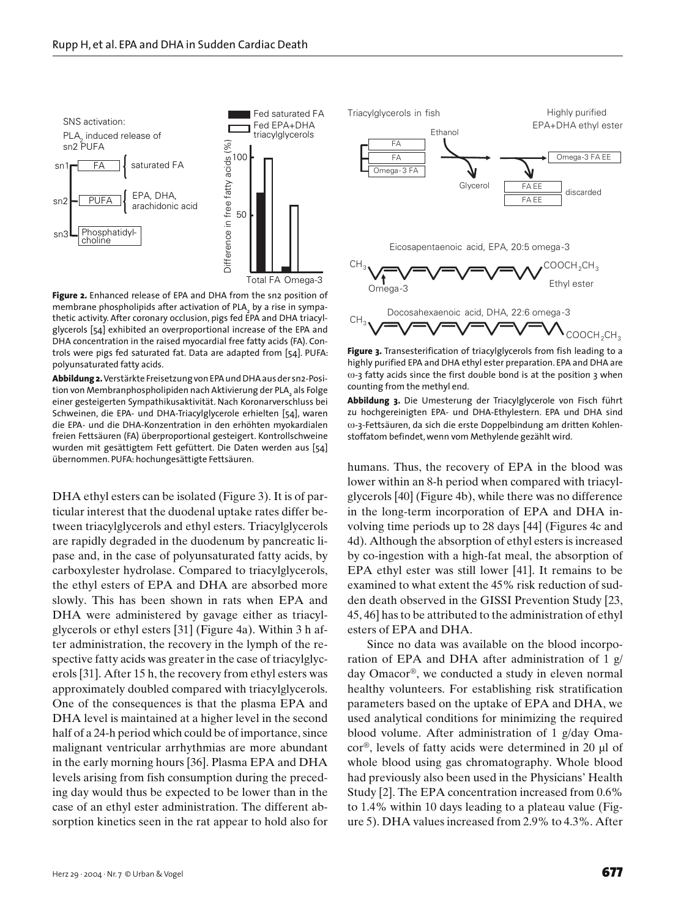**Figure 2.** Enhanced release of EPA and DHA from the sn2 position of membrane phospholipids after activation of $PLA_2$ by a rise in sympathetic activity. After coronary occlusion, pigs fed EPA and DHA triacylglycerols [54] exhibited an overproportional increase of the EPA and DHA concentration in the raised myocardial free fatty acids (FA). Controls were pigs fed saturated fat. Data are adapted from [54]. PUFA: polyunsaturated fatty acids.

**Abbildung 2.** Verstärkte Freisetzung von EPA und DHA aus der sn2-Position von Membranphospholipiden nach Aktivierung der $PLA_2$ als Folge einer gesteigerten Sympathikusaktivität. Nach Koronarverschluss bei Schweinen, die EPA- und DHA-Triacylglycerole erhielten [54], waren die EPA- und die DHA-Konzentration in den erhöhten myokardialen freien Fettsäuren (FA) überproportional gesteigert. Kontrollschweine wurden mit gesättigtem Fett gefüttert. Die Daten werden aus [54] übernommen. PUFA: hochungesättigte Fettsäuren.

**Figure 3.** Transesterification of triacylglycerols from fish leading to a highly purified EPA and DHA ethyl ester preparation. EPA and DHA are ω-3 fatty acids since the first double bond is at the position 3 when counting from the methyl end.

**Abbildung 3.** Die Umesterung der Triacylglycerole von Fisch führt zu hochgereinigten EPA- und DHA-Ethylestern. EPA und DHA sind ω-3-Fettsäuren, da sich die erste Doppelbindung am dritten Kohlenstoffatom befindet, wenn vom Methylende gezählt wird.

DHA ethyl esters can be isolated (Figure 3). It is of particular interest that the duodenal uptake rates differ between triacylglycerols and ethyl esters. Triacylglycerols are rapidly degraded in the duodenum by pancreatic lipase and, in the case of polyunsaturated fatty acids, by carboxylester hydrolase. Compared to triacylglycerols, the ethyl esters of EPA and DHA are absorbed more slowly. This has been shown in rats when EPA and DHA were administered by gavage either as triacylglycerols or ethyl esters [31] (Figure 4a). Within 3 h after administration, the recovery in the lymph of the respective fatty acids was greater in the case of triacylglycerols [31]. After 15 h, the recovery from ethyl esters was approximately doubled compared with triacylglycerols. One of the consequences is that the plasma EPA and DHA level is maintained at a higher level in the second half of a 24-h period which could be of importance, since malignant ventricular arrhythmias are more abundant in the early morning hours [36]. Plasma EPA and DHA levels arising from fish consumption during the preceding day would thus be expected to be lower than in the case of an ethyl ester administration. The different absorption kinetics seen in the rat appear to hold also for humans. Thus, the recovery of EPA in the blood was lower within an 8-h period when compared with triacylglycerols [40] (Figure 4b), while there was no difference in the long-term incorporation of EPA and DHA involving time periods up to 28 days [44] (Figures 4c and 4d). Although the absorption of ethyl esters is increased by co-ingestion with a high-fat meal, the absorption of EPA ethyl ester was still lower [41]. It remains to be examined to what extent the 45% risk reduction of sudden death observed in the GISSI Prevention Study [23, 45, 46] has to be attributed to the administration of ethyl esters of EPA and DHA.

Since no data was available on the blood incorporation of EPA and DHA after administration of 1 g/day Omacor®, we conducted a study in eleven normal healthy volunteers. For establishing risk stratification parameters based on the uptake of EPA and DHA, we used analytical conditions for minimizing the required blood volume. After administration of 1 g/day Omacor®, levels of fatty acids were determined in 20 µl of whole blood using gas chromatography. Whole blood had previously also been used in the Physicians' Health Study [2]. The EPA concentration increased from 0.6% to 1.4% within 10 days leading to a plateau value (Figure 5). DHA values increased from 2.9% to 4.3%. After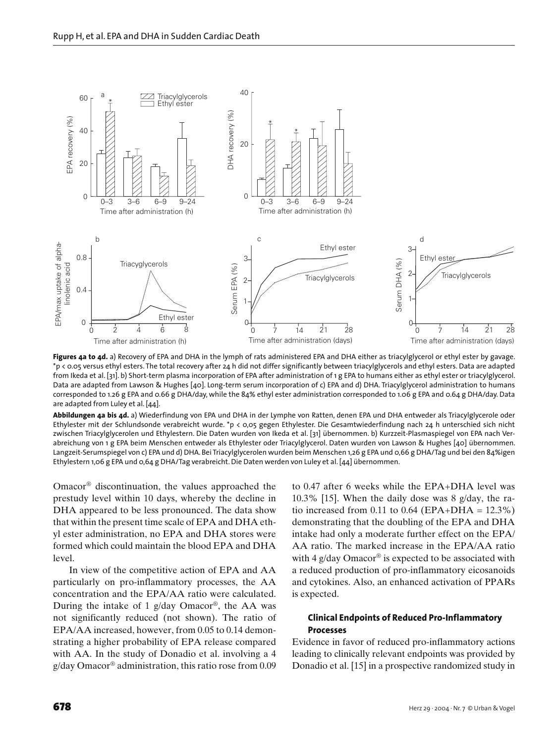**Figures 4a to 4d.** a) Recovery of EPA and DHA in the lymph of rats administered EPA and DHA either as triacylglycerol or ethyl ester by gavage. *$p < 0.05$ versus ethyl esters. The total recovery after 24 h did not differ significantly between triacylglycerols and ethyl esters. Data are adapted from Ikeda et al. [31]. b) Short-term plasma incorporation of EPA after administration of 1 g EPA to humans either as ethyl ester or triacylglycerol. Data are adapted from Lawson & Hughes [40]. Long-term serum incorporation of c) EPA and d) DHA. Triacylglycerol administration to humans corresponded to 1.26 g EPA and 0.66 g DHA/day, while the 84% ethyl ester administration corresponded to 1.06 g EPA and 0.64 g DHA/day. Data are adapted from Luley et al. [44].

**Abbildungen 4a bis 4d.** a) Wiederfindung von EPA und DHA in der Lymphe von Ratten, denen EPA und DHA entweder als Triacylglycerole oder Ethylester mit der Schlundsonde verabreicht wurde. *$p < 0{,}05$ gegen Ethylester. Die Gesamtwiederfindung nach 24 h unterschied sich nicht zwischen Triacylglycerolen und Ethylestern. Die Daten wurden von Ikeda et al. [31] übernommen. b) Kurzzeit-Plasmaspiegel von EPA nach Verabreichung von 1 g EPA beim Menschen entweder als Ethylester oder Triacylglycerol. Daten wurden von Lawson & Hughes [40] übernommen. Langzeit-Serumspiegel von c) EPA und d) DHA. Bei Triacylglycerolen wurden beim Menschen 1,26 g EPA und 0,66 g DHA/Tag und bei den 84%igen Ethylestern 1,06 g EPA und 0,64 g DHA/Tag verabreicht. Die Daten werden von Luley et al. [44] übernommen.

Omacor® discontinuation, the values approached the prestudy level within 10 days, whereby the decline in DHA appeared to be less pronounced. The data show that within the present time scale of EPA and DHA ethyl ester administration, no EPA and DHA stores were formed which could maintain the blood EPA and DHA level.

In view of the competitive action of EPA and AA particularly on pro-inflammatory processes, the AA concentration and the EPA/AA ratio were calculated. During the intake of 1 g/day Omacor®, the AA was not significantly reduced (not shown). The ratio of EPA/AA increased, however, from 0.05 to 0.14 demonstrating a higher probability of EPA release compared with AA. In the study of Donadio et al. involving a 4 g/day Omacor® administration, this ratio rose from 0.09 to 0.47 after 6 weeks while the EPA+DHA level was 10.3% [15]. When the daily dose was 8 g/day, the ratio increased from 0.11 to 0.64 (EPA+DHA = 12.3%) demonstrating that the doubling of the EPA and DHA intake had only a moderate further effect on the EPA/AA ratio. The marked increase in the EPA/AA ratio with 4 g/day Omacor® is expected to be associated with a reduced production of pro-inflammatory eicosanoids and cytokines. Also, an enhanced activation of PPARs is expected.

### Clinical Endpoints of Reduced Pro-Inflammatory Processes

Evidence in favor of reduced pro-inflammatory actions leading to clinically relevant endpoints was provided by Donadio et al. [15] in a prospective randomized study in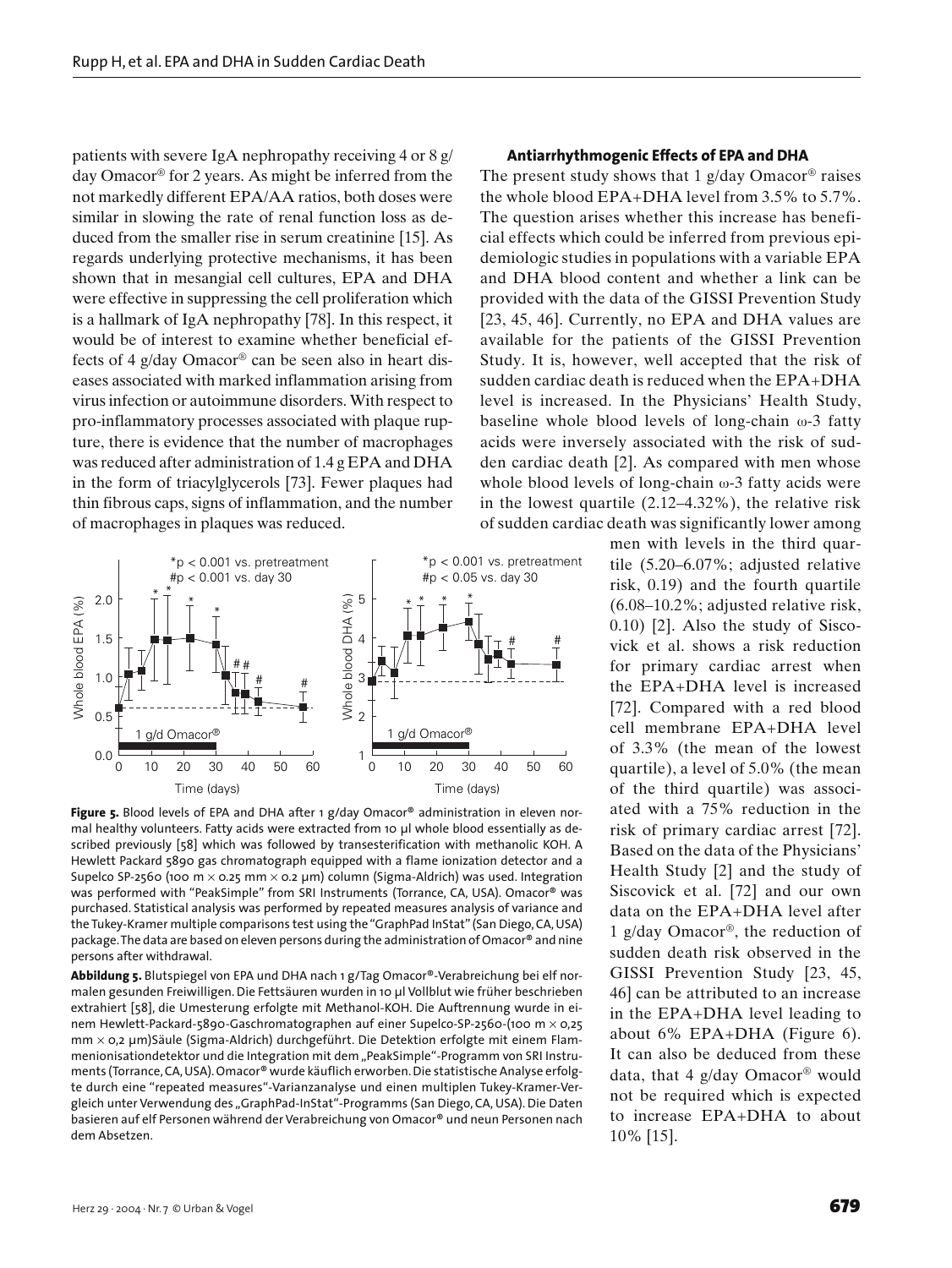patients with severe IgA nephropathy receiving 4 or 8 g/day Omacor® for 2 years. As might be inferred from the not markedly different EPA/AA ratios, both doses were similar in slowing the rate of renal function loss as deduced from the smaller rise in serum creatinine [15]. As regards underlying protective mechanisms, it has been shown that in mesangial cell cultures, EPA and DHA were effective in suppressing the cell proliferation which is a hallmark of IgA nephropathy [78]. In this respect, it would be of interest to examine whether beneficial effects of 4 g/day Omacor® can be seen also in heart diseases associated with marked inflammation arising from virus infection or autoimmune disorders. With respect to pro-inflammatory processes associated with plaque rupture, there is evidence that the number of macrophages was reduced after administration of 1.4 g EPA and DHA in the form of triacylglycerols [73]. Fewer plaques had thin fibrous caps, signs of inflammation, and the number of macrophages in plaques was reduced.

**Figure 5.** Blood levels of EPA and DHA after 1 g/day Omacor® administration in eleven normal healthy volunteers. Fatty acids were extracted from 10 µl whole blood essentially as described previously [58] which was followed by transesterification with methanolic KOH. A Hewlett Packard 5890 gas chromatograph equipped with a flame ionization detector and a Supelco SP-2560 (100 m × 0.25 mm × 0.2 µm) column (Sigma-Aldrich) was used. Integration was performed with "PeakSimple" from SRI Instruments (Torrance, CA, USA). Omacor® was purchased. Statistical analysis was performed by repeated measures analysis of variance and the Tukey-Kramer multiple comparisons test using the "GraphPad InStat" (San Diego, CA, USA) package. The data are based on eleven persons during the administration of Omacor® and nine persons after withdrawal.

**Abbildung 5.** Blutspiegel von EPA und DHA nach 1 g/Tag Omacor®-Verabreichung bei elf normalen gesunden Freiwilligen. Die Fettsäuren wurden in 10 µl Vollblut wie früher beschrieben extrahiert [58], die Umesterung erfolgte mit Methanol-KOH. Die Auftrennung wurde in einem Hewlett-Packard-5890-Gaschromatographen auf einer Supelco-SP-2560-(100 m × 0,25 mm × 0,2 µm)Säule (Sigma-Aldrich) durchgeführt. Die Detektion erfolgte mit einem Flammenionisationdetektor und die Integration mit dem „PeakSimple"-Programm von SRI Instruments (Torrance, CA, USA). Omacor® wurde käuflich erworben. Die statistische Analyse erfolgte durch eine "repeated measures"-Varianzanalyse und einen multiplen Tukey-Kramer-Vergleich unter Verwendung des „GraphPad-InStat"-Programms (San Diego, CA, USA). Die Daten basieren auf elf Personen während der Verabreichung von Omacor® und neun Personen nach dem Absetzen.

### Antiarrhythmogenic Effects of EPA and DHA

The present study shows that 1 g/day Omacor® raises the whole blood EPA+DHA level from 3.5% to 5.7%. The question arises whether this increase has beneficial effects which could be inferred from previous epidemiologic studies in populations with a variable EPA and DHA blood content and whether a link can be provided with the data of the GISSI Prevention Study [23, 45, 46]. Currently, no EPA and DHA values are available for the patients of the GISSI Prevention Study. It is, however, well accepted that the risk of sudden cardiac death is reduced when the EPA+DHA level is increased. In the Physicians' Health Study, baseline whole blood levels of long-chain ω-3 fatty acids were inversely associated with the risk of sudden cardiac death [2]. As compared with men whose whole blood levels of long-chain ω-3 fatty acids were in the lowest quartile (2.12–4.32%), the relative risk of sudden cardiac death was significantly lower among men with levels in the third quartile (5.20–6.07%; adjusted relative risk, 0.19) and the fourth quartile (6.08–10.2%; adjusted relative risk, 0.10) [2]. Also the study of Siscovick et al. shows a risk reduction for primary cardiac arrest when the EPA+DHA level is increased [72]. Compared with a red blood cell membrane EPA+DHA level of 3.3% (the mean of the lowest quartile), a level of 5.0% (the mean of the third quartile) was associated with a 75% reduction in the risk of primary cardiac arrest [72]. Based on the data of the Physicians' Health Study [2] and the study of Siscovick et al. [72] and our own data on the EPA+DHA level after 1 g/day Omacor®, the reduction of sudden death risk observed in the GISSI Prevention Study [23, 45, 46] can be attributed to an increase in the EPA+DHA level leading to about 6% EPA+DHA (Figure 6). It can also be deduced from these data, that 4 g/day Omacor® would not be required which is expected to increase EPA+DHA to about 10% [15].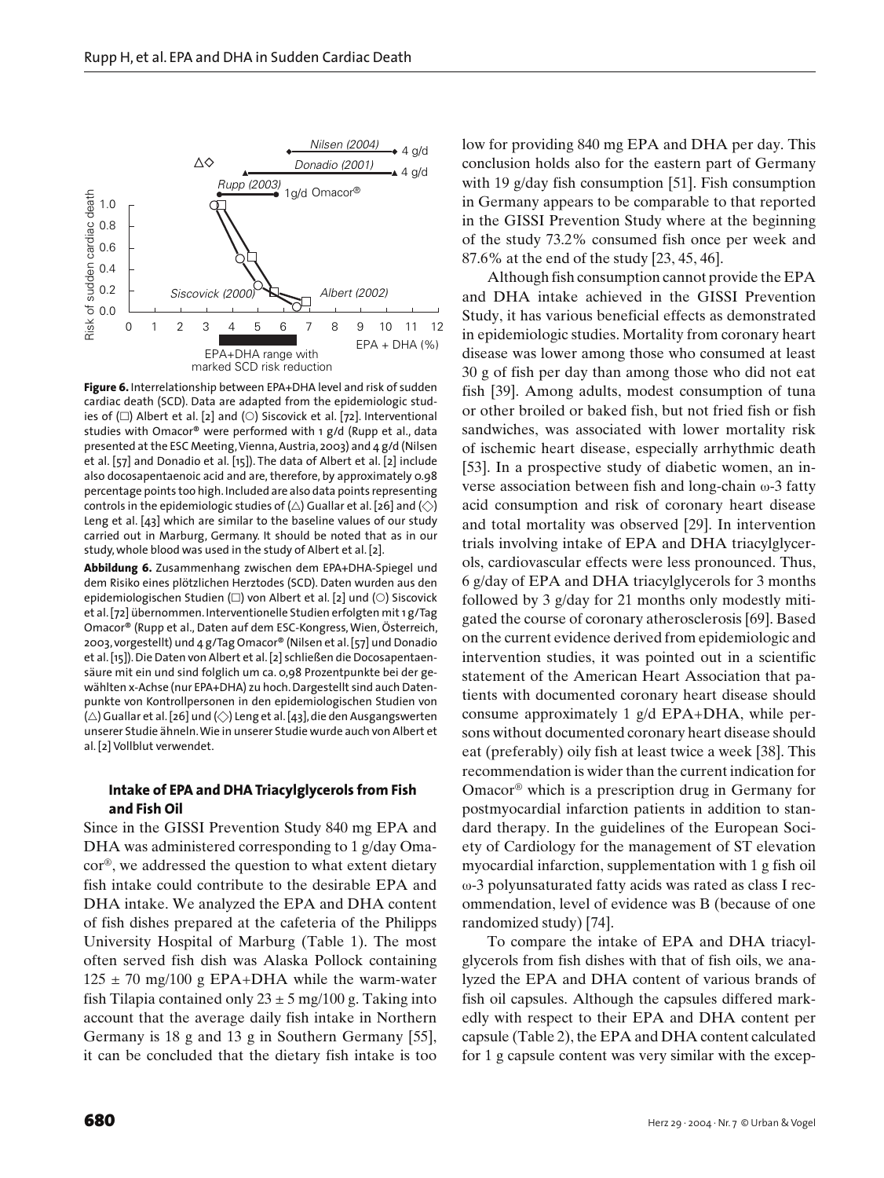**Figure 6.** Interrelationship between EPA+DHA level and risk of sudden cardiac death (SCD). Data are adapted from the epidemiologic studies of (□) Albert et al. [2] and (○) Siscovick et al. [72]. Interventional studies with Omacor® were performed with 1 g/d (Rupp et al., data presented at the ESC Meeting, Vienna, Austria, 2003) and 4 g/d (Nilsen et al. [57] and Donadio et al. [15]). The data of Albert et al. [2] include also docosapentaenoic acid and are, therefore, by approximately 0.98 percentage points too high. Included are also data points representing controls in the epidemiologic studies of (△) Guallar et al. [26] and (◇) Leng et al. [43] which are similar to the baseline values of our study carried out in Marburg, Germany. It should be noted that as in our study, whole blood was used in the study of Albert et al. [2].

**Abbildung 6.** Zusammenhang zwischen dem EPA+DHA-Spiegel und dem Risiko eines plötzlichen Herztodes (SCD). Daten wurden aus den epidemiologischen Studien (□) von Albert et al. [2] und (○) Siscovick et al. [72] übernommen. Interventionelle Studien erfolgten mit 1 g/Tag Omacor® (Rupp et al., Daten auf dem ESC-Kongress, Wien, Österreich, 2003, vorgestellt) und 4 g/Tag Omacor® (Nilsen et al. [57] und Donadio et al. [15]). Die Daten von Albert et al. [2] schließen die Docosapentaensäure mit ein und sind folglich um ca. 0,98 Prozentpunkte bei der gewählten x-Achse (nur EPA+DHA) zu hoch. Dargestellt sind auch Datenpunkte von Kontrollpersonen in den epidemiologischen Studien von (△) Guallar et al. [26] und (◇) Leng et al. [43], die den Ausgangswerten unserer Studie ähneln. Wie in unserer Studie wurde auch von Albert et al. [2] Vollblut verwendet.

### Intake of EPA and DHA Triacylglycerols from Fish and Fish Oil

Since in the GISSI Prevention Study 840 mg EPA and DHA was administered corresponding to 1 g/day Omacor®, we addressed the question to what extent dietary fish intake could contribute to the desirable EPA and DHA intake. We analyzed the EPA and DHA content of fish dishes prepared at the cafeteria of the Philipps University Hospital of Marburg (Table 1). The most often served fish dish was Alaska Pollock containing $125 \pm 70$ mg/100 g EPA+DHA while the warm-water fish Tilapia contained only $23 \pm 5$ mg/100 g. Taking into account that the average daily fish intake in Northern Germany is 18 g and 13 g in Southern Germany [55], it can be concluded that the dietary fish intake is too low for providing 840 mg EPA and DHA per day. This conclusion holds also for the eastern part of Germany with 19 g/day fish consumption [51]. Fish consumption in Germany appears to be comparable to that reported in the GISSI Prevention Study where at the beginning of the study 73.2% consumed fish once per week and 87.6% at the end of the study [23, 45, 46].

Although fish consumption cannot provide the EPA and DHA intake achieved in the GISSI Prevention Study, it has various beneficial effects as demonstrated in epidemiologic studies. Mortality from coronary heart disease was lower among those who consumed at least 30 g of fish per day than among those who did not eat fish [39]. Among adults, modest consumption of tuna or other broiled or baked fish, but not fried fish or fish sandwiches, was associated with lower mortality risk of ischemic heart disease, especially arrhythmic death [53]. In a prospective study of diabetic women, an inverse association between fish and long-chain ω-3 fatty acid consumption and risk of coronary heart disease and total mortality was observed [29]. In intervention trials involving intake of EPA and DHA triacylglycerols, cardiovascular effects were less pronounced. Thus, 6 g/day of EPA and DHA triacylglycerols for 3 months followed by 3 g/day for 21 months only modestly mitigated the course of coronary atherosclerosis [69]. Based on the current evidence derived from epidemiologic and intervention studies, it was pointed out in a scientific statement of the American Heart Association that patients with documented coronary heart disease should consume approximately 1 g/d EPA+DHA, while persons without documented coronary heart disease should eat (preferably) oily fish at least twice a week [38]. This recommendation is wider than the current indication for Omacor® which is a prescription drug in Germany for postmyocardial infarction patients in addition to standard therapy. In the guidelines of the European Society of Cardiology for the management of ST elevation myocardial infarction, supplementation with 1 g fish oil ω-3 polyunsaturated fatty acids was rated as class I recommendation, level of evidence was B (because of one randomized study) [74].

To compare the intake of EPA and DHA triacylglycerols from fish dishes with that of fish oils, we analyzed the EPA and DHA content of various brands of fish oil capsules. Although the capsules differed markedly with respect to their EPA and DHA content per capsule (Table 2), the EPA and DHA content calculated for 1 g capsule content was very similar with the excep-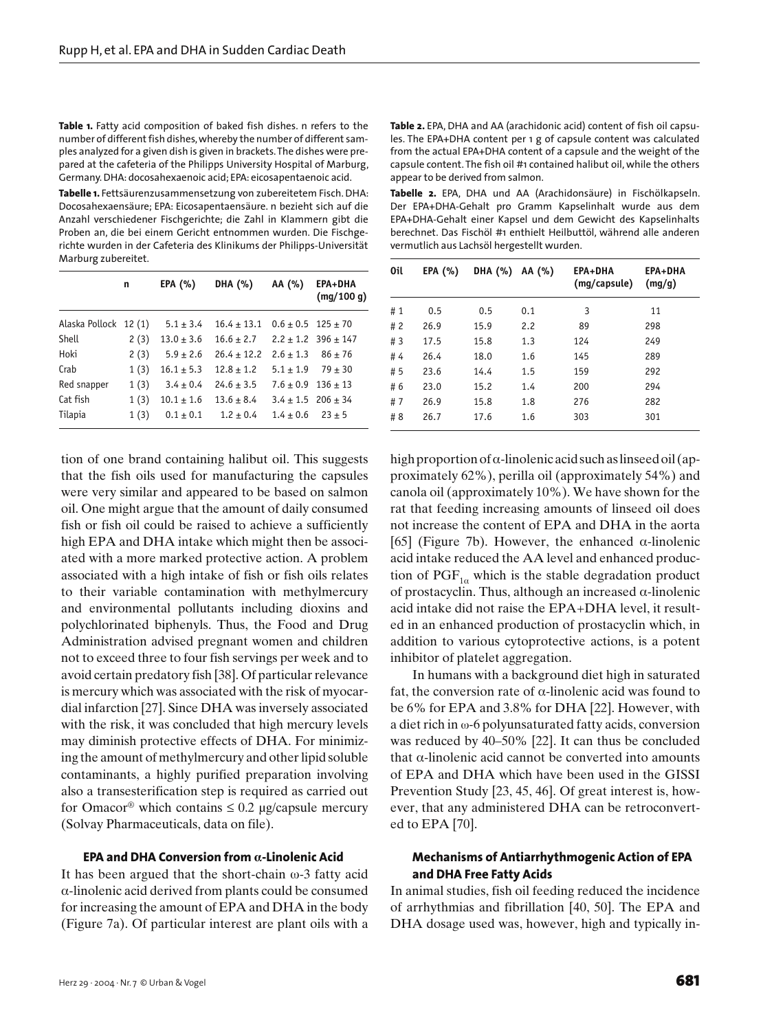**Table 1.** Fatty acid composition of baked fish dishes. n refers to the number of different fish dishes, whereby the number of different samples analyzed for a given dish is given in brackets. The dishes were prepared at the cafeteria of the Philipps University Hospital of Marburg, Germany. DHA: docosahexaenoic acid; EPA: eicosapentaenoic acid.

**Tabelle 1.** Fettsäurenzusammensetzung von zubereitetem Fisch. DHA: Docosahexaensäure; EPA: Eicosapentaensäure. n bezieht sich auf die Anzahl verschiedener Fischgerichte; die Zahl in Klammern gibt die Proben an, die bei einem Gericht entnommen wurden. Die Fischgerichte wurden in der Cafeteria des Klinikums der Philipps-Universität Marburg zubereitet.

| | n | EPA (%) | DHA (%) | AA (%) | EPA+DHA (mg/100 g) |
|---|---|---|---|---|---|
| Alaska Pollock | 12 (1) | 5.1 ± 3.4 | 16.4 ± 13.1 | 0.6 ± 0.5 | 125 ± 70 |
| Shell | 2 (3) | 13.0 ± 3.6 | 16.6 ± 2.7 | 2.2 ± 1.2 | 396 ± 147 |
| Hoki | 2 (3) | 5.9 ± 2.6 | 26.4 ± 12.2 | 2.6 ± 1.3 | 86 ± 76 |
| Crab | 1 (3) | 16.1 ± 5.3 | 12.8 ± 1.2 | 5.1 ± 1.9 | 79 ± 30 |
| Red snapper | 1 (3) | 3.4 ± 0.4 | 24.6 ± 3.5 | 7.6 ± 0.9 | 136 ± 13 |
| Cat fish | 1 (3) | 10.1 ± 1.6 | 13.6 ± 8.4 | 3.4 ± 1.5 | 206 ± 34 |
| Tilapia | 1 (3) | 0.1 ± 0.1 | 1.2 ± 0.4 | 1.4 ± 0.6 | 23 ± 5 |

**Table 2.** EPA, DHA and AA (arachidonic acid) content of fish oil capsules. The EPA+DHA content per 1 g of capsule content was calculated from the actual EPA+DHA content of a capsule and the weight of the capsule content. The fish oil #1 contained halibut oil, while the others appear to be derived from salmon.

**Tabelle 2.** EPA, DHA und AA (Arachidonsäure) in Fischölkapseln. Der EPA+DHA-Gehalt pro Gramm Kapselinhalt wurde aus dem EPA+DHA-Gehalt einer Kapsel und dem Gewicht des Kapselinhalts berechnet. Das Fischöl #1 enthielt Heilbuttöl, während alle anderen vermutlich aus Lachsöl hergestellt wurden.

| Oil | EPA (%) | DHA (%) | AA (%) | EPA+DHA (mg/capsule) | EPA+DHA (mg/g) |
|---|---|---|---|---|---|
| # 1 | 0.5 | 0.5 | 0.1 | 3 | 11 |
| # 2 | 26.9 | 15.9 | 2.2 | 89 | 298 |
| # 3 | 17.5 | 15.8 | 1.3 | 124 | 249 |
| # 4 | 26.4 | 18.0 | 1.6 | 145 | 289 |
| # 5 | 23.6 | 14.4 | 1.5 | 159 | 292 |
| # 6 | 23.0 | 15.2 | 1.4 | 200 | 294 |
| # 7 | 26.9 | 15.8 | 1.8 | 276 | 282 |
| # 8 | 26.7 | 17.6 | 1.6 | 303 | 301 |

tion of one brand containing halibut oil. This suggests that the fish oils used for manufacturing the capsules were very similar and appeared to be based on salmon oil. One might argue that the amount of daily consumed fish or fish oil could be raised to achieve a sufficiently high EPA and DHA intake which might then be associated with a more marked protective action. A problem associated with a high intake of fish or fish oils relates to their variable contamination with methylmercury and environmental pollutants including dioxins and polychlorinated biphenyls. Thus, the Food and Drug Administration advised pregnant women and children not to exceed three to four fish servings per week and to avoid certain predatory fish [38]. Of particular relevance is mercury which was associated with the risk of myocardial infarction [27]. Since DHA was inversely associated with the risk, it was concluded that high mercury levels may diminish protective effects of DHA. For minimizing the amount of methylmercury and other lipid soluble contaminants, a highly purified preparation involving also a transesterification step is required as carried out for Omacor® which contains ≤ 0.2 µg/capsule mercury (Solvay Pharmaceuticals, data on file).

### EPA and DHA Conversion from α-Linolenic Acid

It has been argued that the short-chain ω-3 fatty acid α-linolenic acid derived from plants could be consumed for increasing the amount of EPA and DHA in the body (Figure 7a). Of particular interest are plant oils with a high proportion of α-linolenic acid such as linseed oil (approximately 62%), perilla oil (approximately 54%) and canola oil (approximately 10%). We have shown for the rat that feeding increasing amounts of linseed oil does not increase the content of EPA and DHA in the aorta [65] (Figure 7b). However, the enhanced α-linolenic acid intake reduced the AA level and enhanced production of $PGF_{1\alpha}$ which is the stable degradation product of prostacyclin. Thus, although an increased α-linolenic acid intake did not raise the EPA+DHA level, it resulted in an enhanced production of prostacyclin which, in addition to various cytoprotective actions, is a potent inhibitor of platelet aggregation.

In humans with a background diet high in saturated fat, the conversion rate of α-linolenic acid was found to be 6% for EPA and 3.8% for DHA [22]. However, with a diet rich in ω-6 polyunsaturated fatty acids, conversion was reduced by 40–50% [22]. It can thus be concluded that α-linolenic acid cannot be converted into amounts of EPA and DHA which have been used in the GISSI Prevention Study [23, 45, 46]. Of great interest is, however, that any administered DHA can be retroconverted to EPA [70].

### Mechanisms of Antiarrhythmogenic Action of EPA and DHA Free Fatty Acids

In animal studies, fish oil feeding reduced the incidence of arrhythmias and fibrillation [40, 50]. The EPA and DHA dosage used was, however, high and typically in-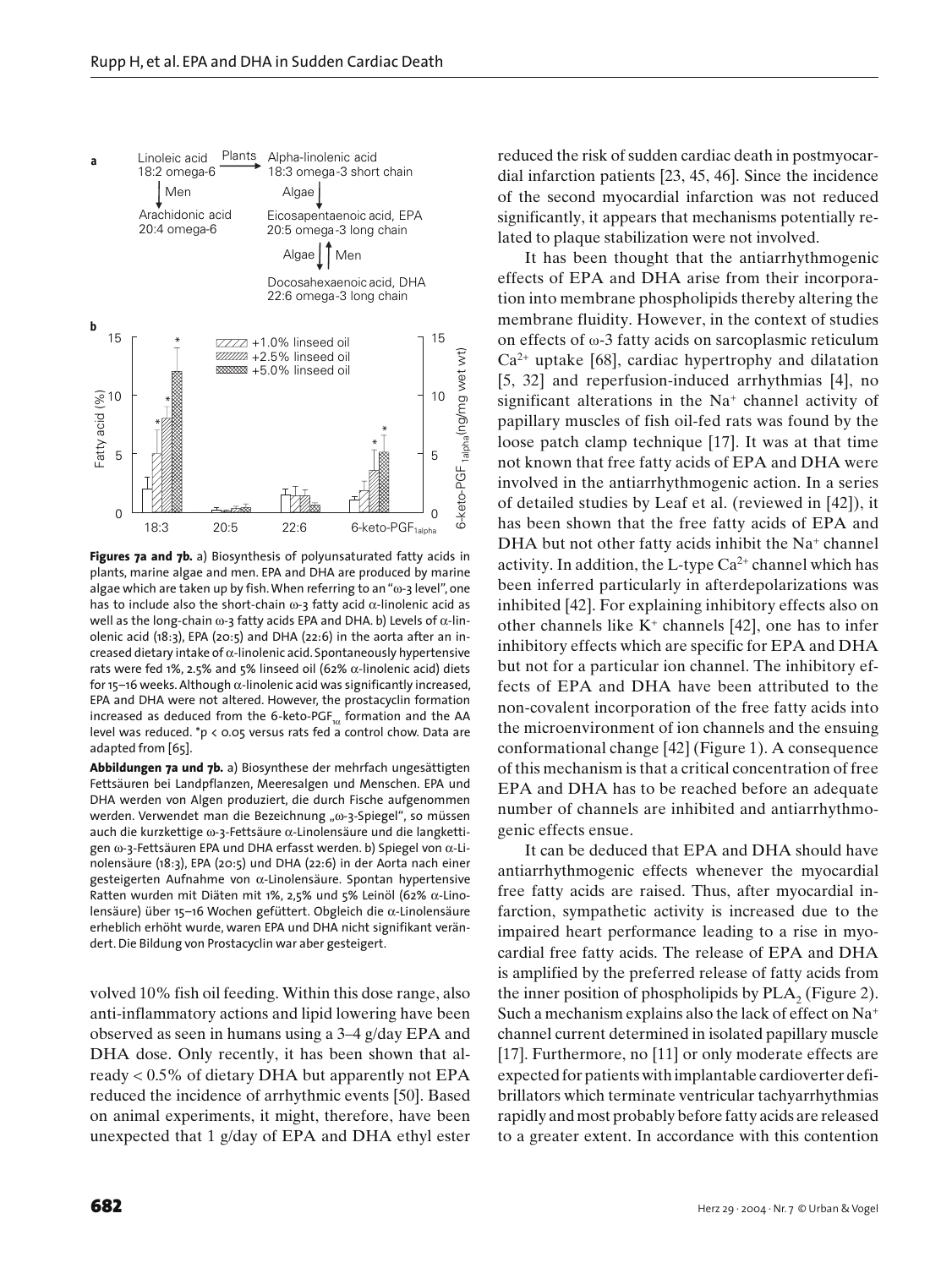Figures 7a and 7b. a) Biosynthesis of polyunsaturated fatty acids in plants, marine algae and men. EPA and DHA are produced by marine algae which are taken up by fish. When referring to an "ω-3 level", one has to include also the short-chain ω-3 fatty acid α-linolenic acid as well as the long-chain ω-3 fatty acids EPA and DHA. b) Levels of α-linolenic acid (18:3), EPA (20:5) and DHA (22:6) in the aorta after an increased dietary intake of α-linolenic acid. Spontaneously hypertensive rats were fed 1%, 2.5% and 5% linseed oil (62% α-linolenic acid) diets for 15–16 weeks. Although α-linolenic acid was significantly increased, EPA and DHA were not altered. However, the prostacyclin formation increased as deduced from the 6-keto-$PGF_{1\alpha}$ formation and the AA level was reduced. *$p < 0.05$ versus rats fed a control chow. Data are adapted from [65].

Abbildungen 7a und 7b. a) Biosynthese der mehrfach ungesättigten Fettsäuren bei Landpflanzen, Meeresalgen und Menschen. EPA und DHA werden von Algen produziert, die durch Fische aufgenommen werden. Verwendet man die Bezeichnung „ω-3-Spiegel", so müssen auch die kurzkettige ω-3-Fettsäure α-Linolensäure und die langkettigen ω-3-Fettsäuren EPA und DHA erfasst werden. b) Spiegel von α-Linolensäure (18:3), EPA (20:5) und DHA (22:6) in der Aorta nach einer gesteigerten Aufnahme von α-Linolensäure. Spontan hypertensive Ratten wurden mit Diäten mit 1%, 2,5% und 5% Leinöl (62% α-Linolensäure) über 15–16 Wochen gefüttert. Obgleich die α-Linolensäure erheblich erhöht wurde, waren EPA und DHA nicht signifikant verändert. Die Bildung von Prostacyclin war aber gesteigert.

volved 10% fish oil feeding. Within this dose range, also anti-inflammatory actions and lipid lowering have been observed as seen in humans using a 3–4 g/day EPA and DHA dose. Only recently, it has been shown that already < 0.5% of dietary DHA but apparently not EPA reduced the incidence of arrhythmic events [50]. Based on animal experiments, it might, therefore, have been unexpected that 1 g/day of EPA and DHA ethyl ester reduced the risk of sudden cardiac death in postmyocardial infarction patients [23, 45, 46]. Since the incidence of the second myocardial infarction was not reduced significantly, it appears that mechanisms potentially related to plaque stabilization were not involved.

It has been thought that the antiarrhythmogenic effects of EPA and DHA arise from their incorporation into membrane phospholipids thereby altering the membrane fluidity. However, in the context of studies on effects of ω-3 fatty acids on sarcoplasmic reticulum $Ca^{2+}$ uptake [68], cardiac hypertrophy and dilatation [5, 32] and reperfusion-induced arrhythmias [4], no significant alterations in the $Na^+$ channel activity of papillary muscles of fish oil-fed rats was found by the loose patch clamp technique [17]. It was at that time not known that free fatty acids of EPA and DHA were involved in the antiarrhythmogenic action. In a series of detailed studies by Leaf et al. (reviewed in [42]), it has been shown that the free fatty acids of EPA and DHA but not other fatty acids inhibit the $Na^+$ channel activity. In addition, the L-type $Ca^{2+}$ channel which has been inferred particularly in afterdepolarizations was inhibited [42]. For explaining inhibitory effects also on other channels like $K^+$ channels [42], one has to infer inhibitory effects which are specific for EPA and DHA but not for a particular ion channel. The inhibitory effects of EPA and DHA have been attributed to the non-covalent incorporation of the free fatty acids into the microenvironment of ion channels and the ensuing conformational change [42] (Figure 1). A consequence of this mechanism is that a critical concentration of free EPA and DHA has to be reached before an adequate number of channels are inhibited and antiarrhythmogenic effects ensue.

It can be deduced that EPA and DHA should have antiarrhythmogenic effects whenever the myocardial free fatty acids are raised. Thus, after myocardial infarction, sympathetic activity is increased due to the impaired heart performance leading to a rise in myocardial free fatty acids. The release of EPA and DHA is amplified by the preferred release of fatty acids from the inner position of phospholipids by $PLA_2$ (Figure 2). Such a mechanism explains also the lack of effect on $Na^+$ channel current determined in isolated papillary muscle [17]. Furthermore, no [11] or only moderate effects are expected for patients with implantable cardioverter defibrillators which terminate ventricular tachyarrhythmias rapidly and most probably before fatty acids are released to a greater extent. In accordance with this contention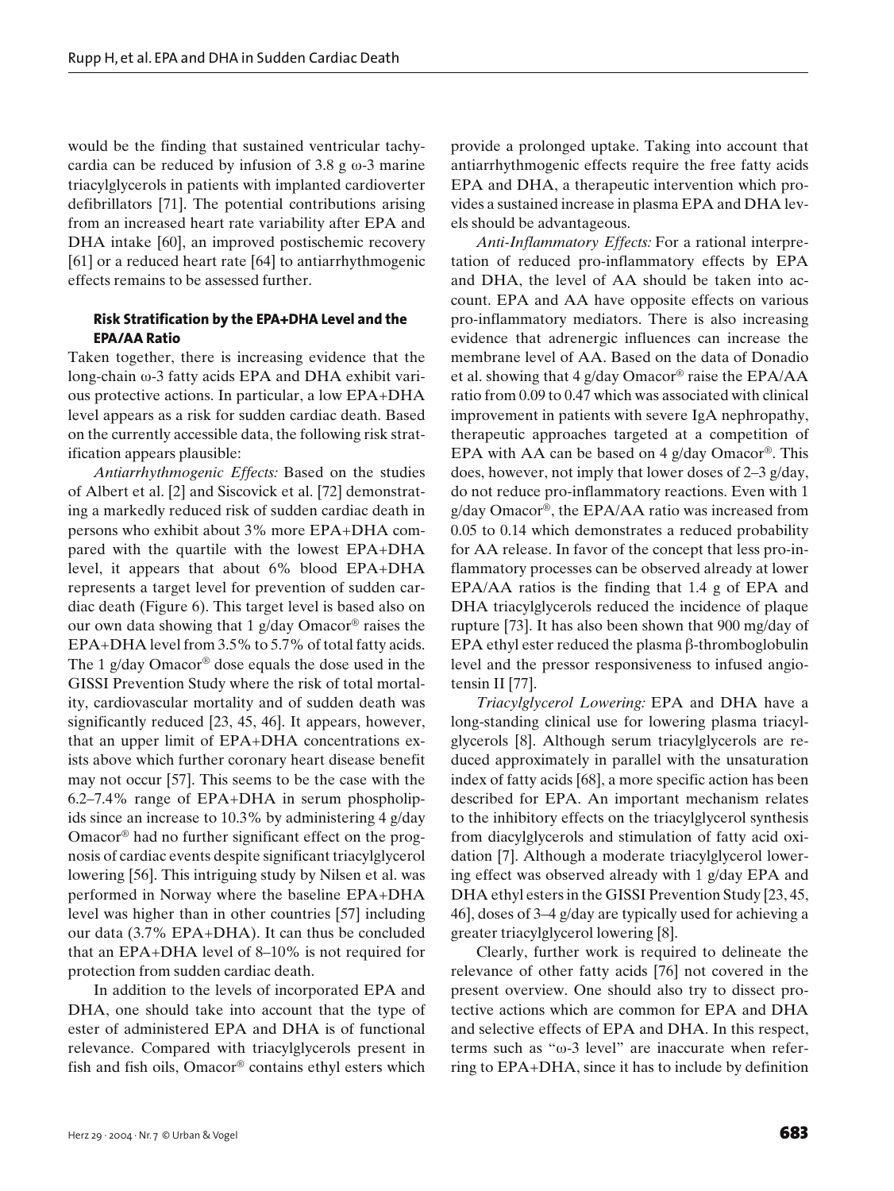would be the finding that sustained ventricular tachycardia can be reduced by infusion of 3.8 g ω-3 marine triacylglycerols in patients with implanted cardioverter defibrillators [71]. The potential contributions arising from an increased heart rate variability after EPA and DHA intake [60], an improved postischemic recovery [61] or a reduced heart rate [64] to antiarrhythmogenic effects remains to be assessed further.

### Risk Stratification by the EPA+DHA Level and the EPA/AA Ratio

Taken together, there is increasing evidence that the long-chain ω-3 fatty acids EPA and DHA exhibit various protective actions. In particular, a low EPA+DHA level appears as a risk for sudden cardiac death. Based on the currently accessible data, the following risk stratification appears plausible:

*Antiarrhythmogenic Effects:* Based on the studies of Albert et al. [2] and Siscovick et al. [72] demonstrating a markedly reduced risk of sudden cardiac death in persons who exhibit about 3% more EPA+DHA compared with the quartile with the lowest EPA+DHA level, it appears that about 6% blood EPA+DHA represents a target level for prevention of sudden cardiac death (Figure 6). This target level is based also on our own data showing that 1 g/day Omacor® raises the EPA+DHA level from 3.5% to 5.7% of total fatty acids. The 1 g/day Omacor® dose equals the dose used in the GISSI Prevention Study where the risk of total mortality, cardiovascular mortality and of sudden death was significantly reduced [23, 45, 46]. It appears, however, that an upper limit of EPA+DHA concentrations exists above which further coronary heart disease benefit may not occur [57]. This seems to be the case with the 6.2–7.4% range of EPA+DHA in serum phospholipids since an increase to 10.3% by administering 4 g/day Omacor® had no further significant effect on the prognosis of cardiac events despite significant triacylglycerol lowering [56]. This intriguing study by Nilsen et al. was performed in Norway where the baseline EPA+DHA level was higher than in other countries [57] including our data (3.7% EPA+DHA). It can thus be concluded that an EPA+DHA level of 8–10% is not required for protection from sudden cardiac death.

In addition to the levels of incorporated EPA and DHA, one should take into account that the type of ester of administered EPA and DHA is of functional relevance. Compared with triacylglycerols present in fish and fish oils, Omacor® contains ethyl esters which provide a prolonged uptake. Taking into account that antiarrhythmogenic effects require the free fatty acids EPA and DHA, a therapeutic intervention which provides a sustained increase in plasma EPA and DHA levels should be advantageous.

*Anti-Inflammatory Effects:* For a rational interpretation of reduced pro-inflammatory effects by EPA and DHA, the level of AA should be taken into account. EPA and AA have opposite effects on various pro-inflammatory mediators. There is also increasing evidence that adrenergic influences can increase the membrane level of AA. Based on the data of Donadio et al. showing that 4 g/day Omacor® raise the EPA/AA ratio from 0.09 to 0.47 which was associated with clinical improvement in patients with severe IgA nephropathy, therapeutic approaches targeted at a competition of EPA with AA can be based on 4 g/day Omacor®. This does, however, not imply that lower doses of 2–3 g/day, do not reduce pro-inflammatory reactions. Even with 1 g/day Omacor®, the EPA/AA ratio was increased from 0.05 to 0.14 which demonstrates a reduced probability for AA release. In favor of the concept that less pro-inflammatory processes can be observed already at lower EPA/AA ratios is the finding that 1.4 g of EPA and DHA triacylglycerols reduced the incidence of plaque rupture [73]. It has also been shown that 900 mg/day of EPA ethyl ester reduced the plasma β-thromboglobulin level and the pressor responsiveness to infused angiotensin II [77].

*Triacylglycerol Lowering:* EPA and DHA have a long-standing clinical use for lowering plasma triacylglycerols [8]. Although serum triacylglycerols are reduced approximately in parallel with the unsaturation index of fatty acids [68], a more specific action has been described for EPA. An important mechanism relates to the inhibitory effects on the triacylglycerol synthesis from diacylglycerols and stimulation of fatty acid oxidation [7]. Although a moderate triacylglycerol lowering effect was observed already with 1 g/day EPA and DHA ethyl esters in the GISSI Prevention Study [23, 45, 46], doses of 3–4 g/day are typically used for achieving a greater triacylglycerol lowering [8].

Clearly, further work is required to delineate the relevance of other fatty acids [76] not covered in the present overview. One should also try to dissect protective actions which are common for EPA and DHA and selective effects of EPA and DHA. In this respect, terms such as "ω-3 level" are inaccurate when referring to EPA+DHA, since it has to include by definition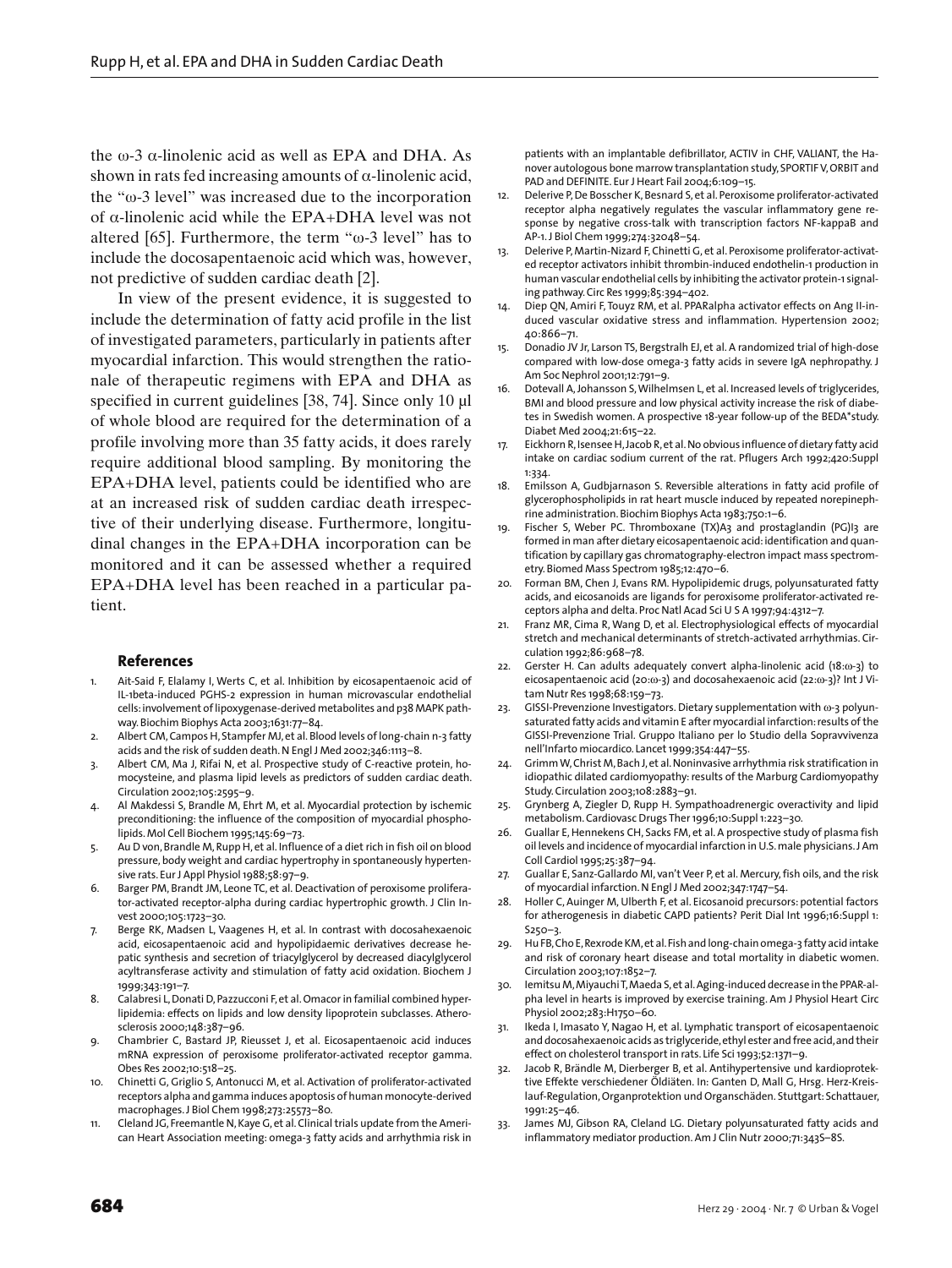the ω-3 α-linolenic acid as well as EPA and DHA. As shown in rats fed increasing amounts of α-linolenic acid, the "ω-3 level" was increased due to the incorporation of α-linolenic acid while the EPA+DHA level was not altered [65]. Furthermore, the term "ω-3 level" has to include the docosapentaenoic acid which was, however, not predictive of sudden cardiac death [2].

In view of the present evidence, it is suggested to include the determination of fatty acid profile in the list of investigated parameters, particularly in patients after myocardial infarction. This would strengthen the rationale of therapeutic regimens with EPA and DHA as specified in current guidelines [38, 74]. Since only 10 µl of whole blood are required for the determination of a profile involving more than 35 fatty acids, it does rarely require additional blood sampling. By monitoring the EPA+DHA level, patients could be identified who are at an increased risk of sudden cardiac death irrespective of their underlying disease. Furthermore, longitudinal changes in the EPA+DHA incorporation can be monitored and it can be assessed whether a required EPA+DHA level has been reached in a particular patient.

## References

1. Ait-Said F, Elalamy I, Werts C, et al. Inhibition by eicosapentaenoic acid of IL-1beta-induced PGHS-2 expression in human microvascular endothelial cells: involvement of lipoxygenase-derived metabolites and p38 MAPK pathway. Biochim Biophys Acta 2003;1631:77–84.
2. Albert CM, Campos H, Stampfer MJ, et al. Blood levels of long-chain n-3 fatty acids and the risk of sudden death. N Engl J Med 2002;346:1113–8.
3. Albert CM, Ma J, Rifai N, et al. Prospective study of C-reactive protein, homocysteine, and plasma lipid levels as predictors of sudden cardiac death. Circulation 2002;105:2595–9.
4. Al Makdessi S, Brandle M, Ehrt M, et al. Myocardial protection by ischemic preconditioning: the influence of the composition of myocardial phospholipids. Mol Cell Biochem 1995;145:69–73.
5. Au D von, Brandle M, Rupp H, et al. Influence of a diet rich in fish oil on blood pressure, body weight and cardiac hypertrophy in spontaneously hypertensive rats. Eur J Appl Physiol 1988;58:97–9.
6. Barger PM, Brandt JM, Leone TC, et al. Deactivation of peroxisome proliferator-activated receptor-alpha during cardiac hypertrophic growth. J Clin Invest 2000;105:1723–30.
7. Berge RK, Madsen L, Vaagenes H, et al. In contrast with docosahexaenoic acid, eicosapentaenoic acid and hypolipidaemic derivatives decrease hepatic synthesis and secretion of triacylglycerol by decreased diacylglycerol acyltransferase activity and stimulation of fatty acid oxidation. Biochem J 1999;343:191–7.
8. Calabresi L, Donati D, Pazzucconi F, et al. Omacor in familial combined hyperlipidemia: effects on lipids and low density lipoprotein subclasses. Atherosclerosis 2000;148:387–96.
9. Chambrier C, Bastard JP, Rieusset J, et al. Eicosapentaenoic acid induces mRNA expression of peroxisome proliferator-activated receptor gamma. Obes Res 2002;10:518–25.
10. Chinetti G, Griglio S, Antonucci M, et al. Activation of proliferator-activated receptors alpha and gamma induces apoptosis of human monocyte-derived macrophages. J Biol Chem 1998;273:25573–80.
11. Cleland JG, Freemantle N, Kaye G, et al. Clinical trials update from the American Heart Association meeting: omega-3 fatty acids and arrhythmia risk in patients with an implantable defibrillator, ACTIV in CHF, VALIANT, the Hanover autologous bone marrow transplantation study, SPORTIF V, ORBIT and PAD and DEFINITE. Eur J Heart Fail 2004;6:109–15.
12. Delerive P, De Bosscher K, Besnard S, et al. Peroxisome proliferator-activated receptor alpha negatively regulates the vascular inflammatory gene response by negative cross-talk with transcription factors NF-kappaB and AP-1. J Biol Chem 1999;274:32048–54.
13. Delerive P, Martin-Nizard F, Chinetti G, et al. Peroxisome proliferator-activated receptor activators inhibit thrombin-induced endothelin-1 production in human vascular endothelial cells by inhibiting the activator protein-1 signaling pathway. Circ Res 1999;85:394–402.
14. Diep QN, Amiri F, Touyz RM, et al. PPARalpha activator effects on Ang II-induced vascular oxidative stress and inflammation. Hypertension 2002; 40:866–71.
15. Donadio JV Jr, Larson TS, Bergstralh EJ, et al. A randomized trial of high-dose compared with low-dose omega-3 fatty acids in severe IgA nephropathy. J Am Soc Nephrol 2001;12:791–9.
16. Dotevall A, Johansson S, Wilhelmsen L, et al. Increased levels of triglycerides, BMI and blood pressure and low physical activity increase the risk of diabetes in Swedish women. A prospective 18-year follow-up of the BEDA*study. Diabet Med 2004;21:615–22.
17. Eickhorn R, Isensee H, Jacob R, et al. No obvious influence of dietary fatty acid intake on cardiac sodium current of the rat. Pflugers Arch 1992;420:Suppl 1:334.
18. Emilsson A, Gudbjarnason S. Reversible alterations in fatty acid profile of glycerophospholipids in rat heart muscle induced by repeated norepinephrine administration. Biochim Biophys Acta 1983;750:1–6.
19. Fischer S, Weber PC. Thromboxane (TX)A3 and prostaglandin (PG)I3 are formed in man after dietary eicosapentaenoic acid: identification and quantification by capillary gas chromatography-electron impact mass spectrometry. Biomed Mass Spectrom 1985;12:470–6.
20. Forman BM, Chen J, Evans RM. Hypolipidemic drugs, polyunsaturated fatty acids, and eicosanoids are ligands for peroxisome proliferator-activated receptors alpha and delta. Proc Natl Acad Sci U S A 1997;94:4312–7.
21. Franz MR, Cima R, Wang D, et al. Electrophysiological effects of myocardial stretch and mechanical determinants of stretch-activated arrhythmias. Circulation 1992;86:968–78.
22. Gerster H. Can adults adequately convert alpha-linolenic acid (18:ω-3) to eicosapentaenoic acid (20:ω-3) and docosahexaenoic acid (22:ω-3)? Int J Vitam Nutr Res 1998;68:159–73.
23. GISSI-Prevenzione Investigators. Dietary supplementation with ω-3 polyunsaturated fatty acids and vitamin E after myocardial infarction: results of the GISSI-Prevenzione Trial. Gruppo Italiano per lo Studio della Sopravvivenza nell'Infarto miocardico. Lancet 1999;354:447–55.
24. Grimm W, Christ M, Bach J, et al. Noninvasive arrhythmia risk stratification in idiopathic dilated cardiomyopathy: results of the Marburg Cardiomyopathy Study. Circulation 2003;108:2883–91.
25. Grynberg A, Ziegler D, Rupp H. Sympathoadrenergic overactivity and lipid metabolism. Cardiovasc Drugs Ther 1996;10:Suppl 1:223–30.
26. Guallar E, Hennekens CH, Sacks FM, et al. A prospective study of plasma fish oil levels and incidence of myocardial infarction in U.S. male physicians. J Am Coll Cardiol 1995;25:387–94.
27. Guallar E, Sanz-Gallardo MI, van't Veer P, et al. Mercury, fish oils, and the risk of myocardial infarction. N Engl J Med 2002;347:1747–54.
28. Holler C, Auinger M, Ulberth F, et al. Eicosanoid precursors: potential factors for atherogenesis in diabetic CAPD patients? Perit Dial Int 1996;16:Suppl 1: S250–3.
29. Hu FB, Cho E, Rexrode KM, et al. Fish and long-chain omega-3 fatty acid intake and risk of coronary heart disease and total mortality in diabetic women. Circulation 2003;107:1852–7.
30. Iemitsu M, Miyauchi T, Maeda S, et al. Aging-induced decrease in the PPAR-alpha level in hearts is improved by exercise training. Am J Physiol Heart Circ Physiol 2002;283:H1750–60.
31. Ikeda I, Imasato Y, Nagao H, et al. Lymphatic transport of eicosapentaenoic and docosahexaenoic acids as triglyceride, ethyl ester and free acid, and their effect on cholesterol transport in rats. Life Sci 1993;52:1371–9.
32. Jacob R, Brändle M, Dierberger B, et al. Antihypertensive und kardioprotektive Effekte verschiedener Öldiäten. In: Ganten D, Mall G, Hrsg. Herz-Kreislauf-Regulation, Organprotektion und Organschäden. Stuttgart: Schattauer, 1991:25–46.
33. James MJ, Gibson RA, Cleland LG. Dietary polyunsaturated fatty acids and inflammatory mediator production. Am J Clin Nutr 2000;71:343S–8S.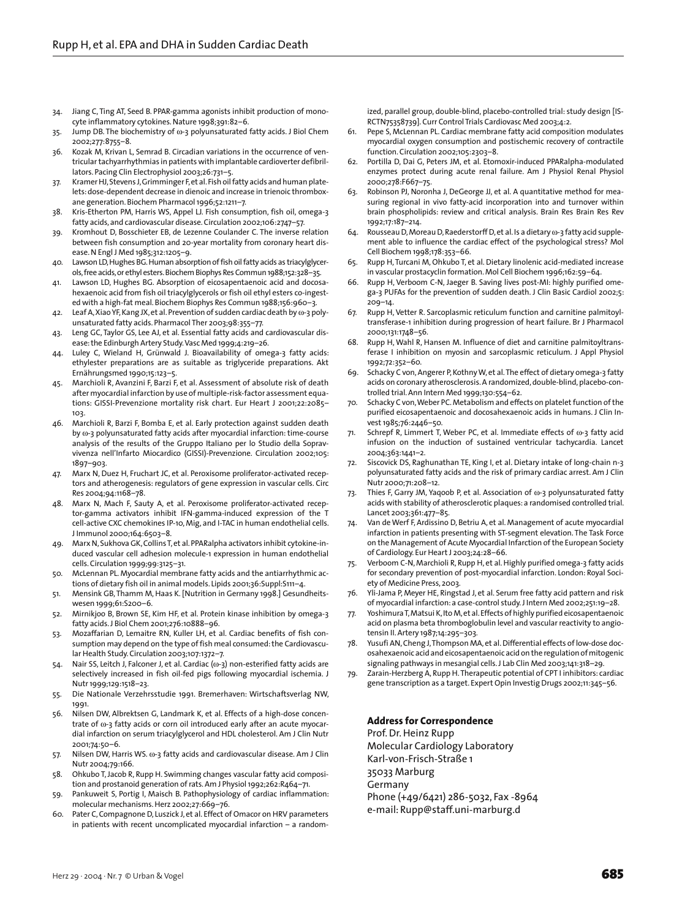34. Jiang C, Ting AT, Seed B. PPAR-gamma agonists inhibit production of monocyte inflammatory cytokines. Nature 1998;391:82–6.
35. Jump DB. The biochemistry of ω-3 polyunsaturated fatty acids. J Biol Chem 2002;277:8755–8.
36. Kozak M, Krivan L, Semrad B. Circadian variations in the occurrence of ventricular tachyarrhythmias in patients with implantable cardioverter defibrillators. Pacing Clin Electrophysiol 2003;26:731–5.
37. Kramer HJ, Stevens J, Grimminger F, et al. Fish oil fatty acids and human platelets: dose-dependent decrease in dienoic and increase in trienoic thromboxane generation. Biochem Pharmacol 1996;52:1211–7.
38. Kris-Etherton PM, Harris WS, Appel LJ. Fish consumption, fish oil, omega-3 fatty acids, and cardiovascular disease. Circulation 2002;106:2747–57.
39. Kromhout D, Bosschieter EB, de Lezenne Coulander C. The inverse relation between fish consumption and 20-year mortality from coronary heart disease. N Engl J Med 1985;312:1205–9.
40. Lawson LD, Hughes BG. Human absorption of fish oil fatty acids as triacylglycerols, free acids, or ethyl esters. Biochem Biophys Res Commun 1988;152:328–35.
41. Lawson LD, Hughes BG. Absorption of eicosapentaenoic acid and docosahexaenoic acid from fish oil triacylglycerols or fish oil ethyl esters co-ingested with a high-fat meal. Biochem Biophys Res Commun 1988;156:960–3.
42. Leaf A, Xiao YF, Kang JX, et al. Prevention of sudden cardiac death by ω-3 polyunsaturated fatty acids. Pharmacol Ther 2003;98:355–77.
43. Leng GC, Taylor GS, Lee AJ, et al. Essential fatty acids and cardiovascular disease: the Edinburgh Artery Study. Vasc Med 1999;4:219–26.
44. Luley C, Wieland H, Grünwald J. Bioavailability of omega-3 fatty acids: ethylester preparations are as suitable as triglyceride preparations. Akt Ernährungsmed 1990;15:123–5.
45. Marchioli R, Avanzini F, Barzi F, et al. Assessment of absolute risk of death after myocardial infarction by use of multiple-risk-factor assessment equations: GISSI-Prevenzione mortality risk chart. Eur Heart J 2001;22:2085–103.
46. Marchioli R, Barzi F, Bomba E, et al. Early protection against sudden death by ω-3 polyunsaturated fatty acids after myocardial infarction: time-course analysis of the results of the Gruppo Italiano per lo Studio della Sopravvivenza nell'Infarto Miocardico (GISSI)-Prevenzione. Circulation 2002;105:1897–903.
47. Marx N, Duez H, Fruchart JC, et al. Peroxisome proliferator-activated receptors and atherogenesis: regulators of gene expression in vascular cells. Circ Res 2004;94:1168–78.
48. Marx N, Mach F, Sauty A, et al. Peroxisome proliferator-activated receptor-gamma activators inhibit IFN-gamma-induced expression of the T cell-active CXC chemokines IP-10, Mig, and I-TAC in human endothelial cells. J Immunol 2000;164:6503–8.
49. Marx N, Sukhova GK, Collins T, et al. PPARalpha activators inhibit cytokine-induced vascular cell adhesion molecule-1 expression in human endothelial cells. Circulation 1999;99:3125–31.
50. McLennan PL. Myocardial membrane fatty acids and the antiarrhythmic actions of dietary fish oil in animal models. Lipids 2001;36:Suppl:S111–4.
51. Mensink GB, Thamm M, Haas K. [Nutrition in Germany 1998.] Gesundheitswesen 1999;61:S200–6.
52. Mirnikjoo B, Brown SE, Kim HF, et al. Protein kinase inhibition by omega-3 fatty acids. J Biol Chem 2001;276:10888–96.
53. Mozaffarian D, Lemaitre RN, Kuller LH, et al. Cardiac benefits of fish consumption may depend on the type of fish meal consumed: the Cardiovascular Health Study. Circulation 2003;107:1372–7.
54. Nair SS, Leitch J, Falconer J, et al. Cardiac (ω-3) non-esterified fatty acids are selectively increased in fish oil-fed pigs following myocardial ischemia. J Nutr 1999;129:1518–23.
55. Die Nationale Verzehrsstudie 1991. Bremerhaven: Wirtschaftsverlag NW, 1991.
56. Nilsen DW, Albrektsen G, Landmark K, et al. Effects of a high-dose concentrate of ω-3 fatty acids or corn oil introduced early after an acute myocardial infarction on serum triacylglycerol and HDL cholesterol. Am J Clin Nutr 2001;74:50–6.
57. Nilsen DW, Harris WS. ω-3 fatty acids and cardiovascular disease. Am J Clin Nutr 2004;79:166.
58. Ohkubo T, Jacob R, Rupp H. Swimming changes vascular fatty acid composition and prostanoid generation of rats. Am J Physiol 1992;262:R464–71.
59. Pankuweit S, Portig I, Maisch B. Pathophysiology of cardiac inflammation: molecular mechanisms. Herz 2002;27:669–76.
60. Pater C, Compagnone D, Luszick J, et al. Effect of Omacor on HRV parameters in patients with recent uncomplicated myocardial infarction – a randomized, parallel group, double-blind, placebo-controlled trial: study design [ISRCTN75358739]. Curr Control Trials Cardiovasc Med 2003;4:2.
61. Pepe S, McLennan PL. Cardiac membrane fatty acid composition modulates myocardial oxygen consumption and postischemic recovery of contractile function. Circulation 2002;105:2303–8.
62. Portilla D, Dai G, Peters JM, et al. Etomoxir-induced PPARalpha-modulated enzymes protect during acute renal failure. Am J Physiol Renal Physiol 2000;278:F667–75.
63. Robinson PJ, Noronha J, DeGeorge JJ, et al. A quantitative method for measuring regional in vivo fatty-acid incorporation into and turnover within brain phospholipids: review and critical analysis. Brain Res Brain Res Rev 1992;17:187–214.
64. Rousseau D, Moreau D, Raederstorff D, et al. Is a dietary ω-3 fatty acid supplement able to influence the cardiac effect of the psychological stress? Mol Cell Biochem 1998;178:353–66.
65. Rupp H, Turcani M, Ohkubo T, et al. Dietary linolenic acid-mediated increase in vascular prostacyclin formation. Mol Cell Biochem 1996;162:59–64.
66. Rupp H, Verboom C-N, Jaeger B. Saving lives post-MI: highly purified omega-3 PUFAs for the prevention of sudden death. J Clin Basic Cardiol 2002;5:209–14.
67. Rupp H, Vetter R. Sarcoplasmic reticulum function and carnitine palmitoyltransferase-1 inhibition during progression of heart failure. Br J Pharmacol 2000;131:1748–56.
68. Rupp H, Wahl R, Hansen M. Influence of diet and carnitine palmitoyltransferase I inhibition on myosin and sarcoplasmic reticulum. J Appl Physiol 1992;72:352–60.
69. Schacky C von, Angerer P, Kothny W, et al. The effect of dietary omega-3 fatty acids on coronary atherosclerosis. A randomized, double-blind, placebo-controlled trial. Ann Intern Med 1999;130:554–62.
70. Schacky C von, Weber PC. Metabolism and effects on platelet function of the purified eicosapentaenoic and docosahexaenoic acids in humans. J Clin Invest 1985;76:2446–50.
71. Schrepf R, Limmert T, Weber PC, et al. Immediate effects of ω-3 fatty acid infusion on the induction of sustained ventricular tachycardia. Lancet 2004;363:1441–2.
72. Siscovick DS, Raghunathan TE, King I, et al. Dietary intake of long-chain n-3 polyunsaturated fatty acids and the risk of primary cardiac arrest. Am J Clin Nutr 2000;71:208–12.
73. Thies F, Garry JM, Yaqoob P, et al. Association of ω-3 polyunsaturated fatty acids with stability of atherosclerotic plaques: a randomised controlled trial. Lancet 2003;361:477–85.
74. Van de Werf F, Ardissino D, Betriu A, et al. Management of acute myocardial infarction in patients presenting with ST-segment elevation. The Task Force on the Management of Acute Myocardial Infarction of the European Society of Cardiology. Eur Heart J 2003;24:28–66.
75. Verboom C-N, Marchioli R, Rupp H, et al. Highly purified omega-3 fatty acids for secondary prevention of post-myocardial infarction. London: Royal Society of Medicine Press, 2003.
76. Yli-Jama P, Meyer HE, Ringstad J, et al. Serum free fatty acid pattern and risk of myocardial infarction: a case-control study. J Intern Med 2002;251:19–28.
77. Yoshimura T, Matsui K, Ito M, et al. Effects of highly purified eicosapentaenoic acid on plasma beta thromboglobulin level and vascular reactivity to angiotensin II. Artery 1987;14:295–303.
78. Yusufi AN, Cheng J, Thompson MA, et al. Differential effects of low-dose docosahexaenoic acid and eicosapentaenoic acid on the regulation of mitogenic signaling pathways in mesangial cells. J Lab Clin Med 2003;141:318–29.
79. Zarain-Herzberg A, Rupp H. Therapeutic potential of CPT I inhibitors: cardiac gene transcription as a target. Expert Opin Investig Drugs 2002;11:345–56.

**Address for Correspondence**

Prof. Dr. Heinz Rupp
Molecular Cardiology Laboratory
Karl-von-Frisch-Straße 1
35033 Marburg
Germany
Phone (+49/6421) 286-5032, Fax -8964
e-mail: Rupp@staff.uni-marburg.d